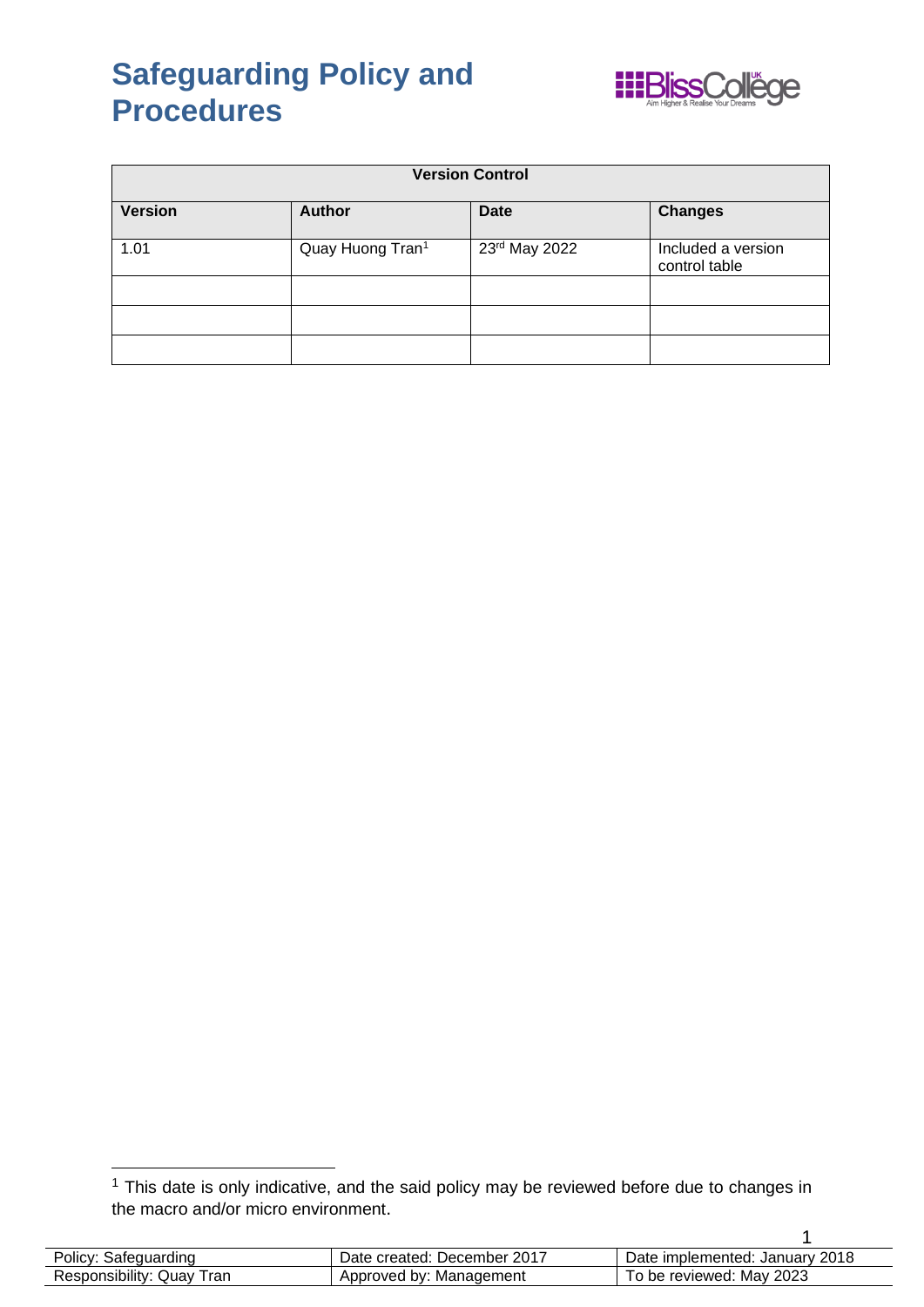# Safeguarding Policy and Procedures

| Version Control | | | |
|---|---|---|---|
| **Version** | **Author** | **Date** | **Changes** |
| 1.01 | Quay Huong Tran[1] | 23rd May 2022 | Included a version control table |
| | | | |
| | | | |
| | | | |

[1] This date is only indicative, and the said policy may be reviewed before due to changes in the macro and/or micro environment.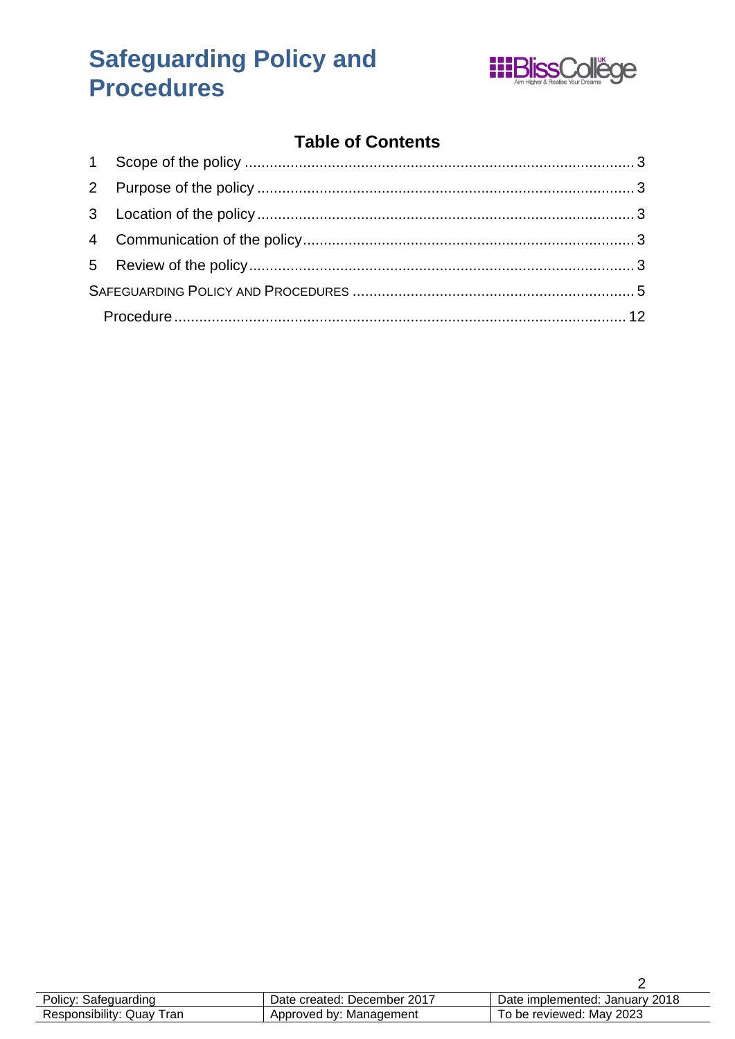# Safeguarding Policy and Procedures

## Table of Contents

1 Scope of the policy ........................................................................................ 3

2 Purpose of the policy ...................................................................................... 3

3 Location of the policy ...................................................................................... 3

4 Communication of the policy ........................................................................... 3

5 Review of the policy ........................................................................................ 3

SAFEGUARDING POLICY AND PROCEDURES ......................................................... 5

Procedure ........................................................................................................ 12

| Policy: Safeguarding | Date created: December 2017 | Date implemented: January 2018 |
|---|---|---|
| Responsibility: Quay Tran | Approved by: Management | To be reviewed: May 2023 |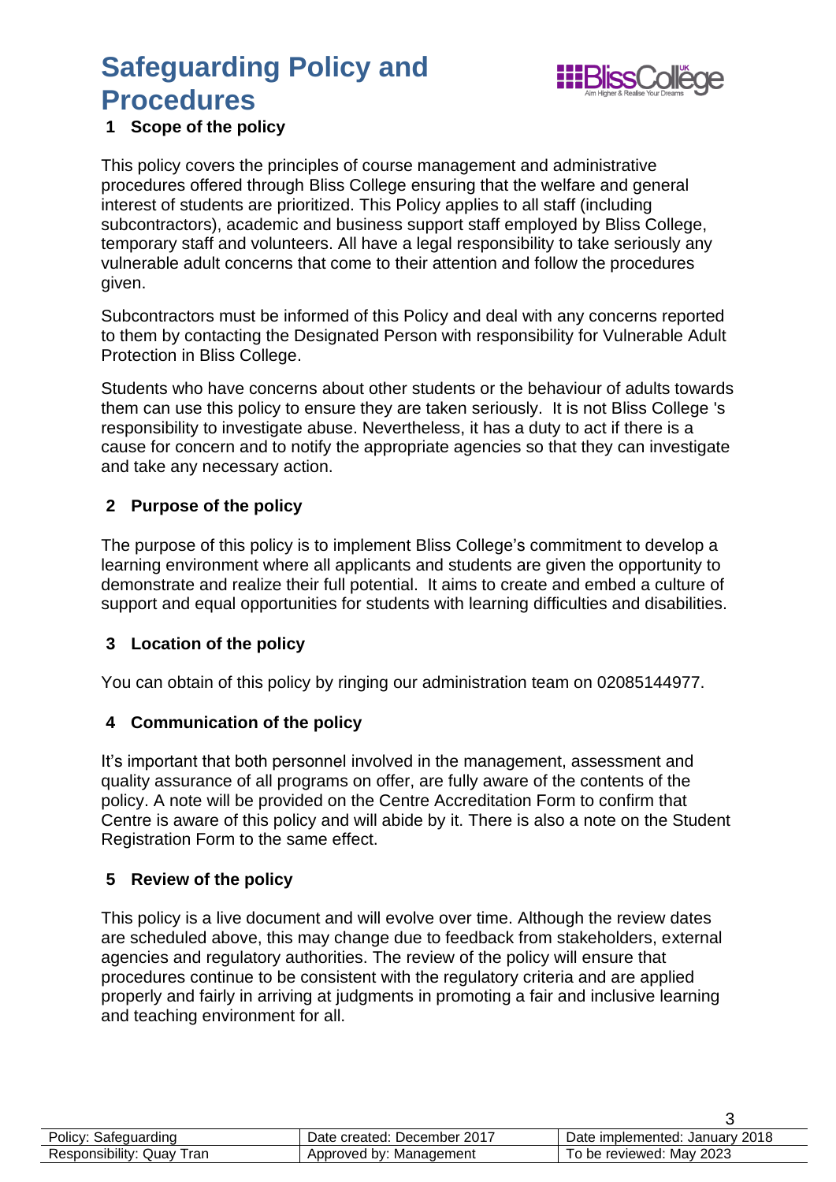# Safeguarding Policy and Procedures

## 1 Scope of the policy

This policy covers the principles of course management and administrative procedures offered through Bliss College ensuring that the welfare and general interest of students are prioritized. This Policy applies to all staff (including subcontractors), academic and business support staff employed by Bliss College, temporary staff and volunteers. All have a legal responsibility to take seriously any vulnerable adult concerns that come to their attention and follow the procedures given.

Subcontractors must be informed of this Policy and deal with any concerns reported to them by contacting the Designated Person with responsibility for Vulnerable Adult Protection in Bliss College.

Students who have concerns about other students or the behaviour of adults towards them can use this policy to ensure they are taken seriously. It is not Bliss College 's responsibility to investigate abuse. Nevertheless, it has a duty to act if there is a cause for concern and to notify the appropriate agencies so that they can investigate and take any necessary action.

## 2 Purpose of the policy

The purpose of this policy is to implement Bliss College's commitment to develop a learning environment where all applicants and students are given the opportunity to demonstrate and realize their full potential. It aims to create and embed a culture of support and equal opportunities for students with learning difficulties and disabilities.

## 3 Location of the policy

You can obtain of this policy by ringing our administration team on 02085144977.

## 4 Communication of the policy

It's important that both personnel involved in the management, assessment and quality assurance of all programs on offer, are fully aware of the contents of the policy. A note will be provided on the Centre Accreditation Form to confirm that Centre is aware of this policy and will abide by it. There is also a note on the Student Registration Form to the same effect.

## 5 Review of the policy

This policy is a live document and will evolve over time. Although the review dates are scheduled above, this may change due to feedback from stakeholders, external agencies and regulatory authorities. The review of the policy will ensure that procedures continue to be consistent with the regulatory criteria and are applied properly and fairly in arriving at judgments in promoting a fair and inclusive learning and teaching environment for all.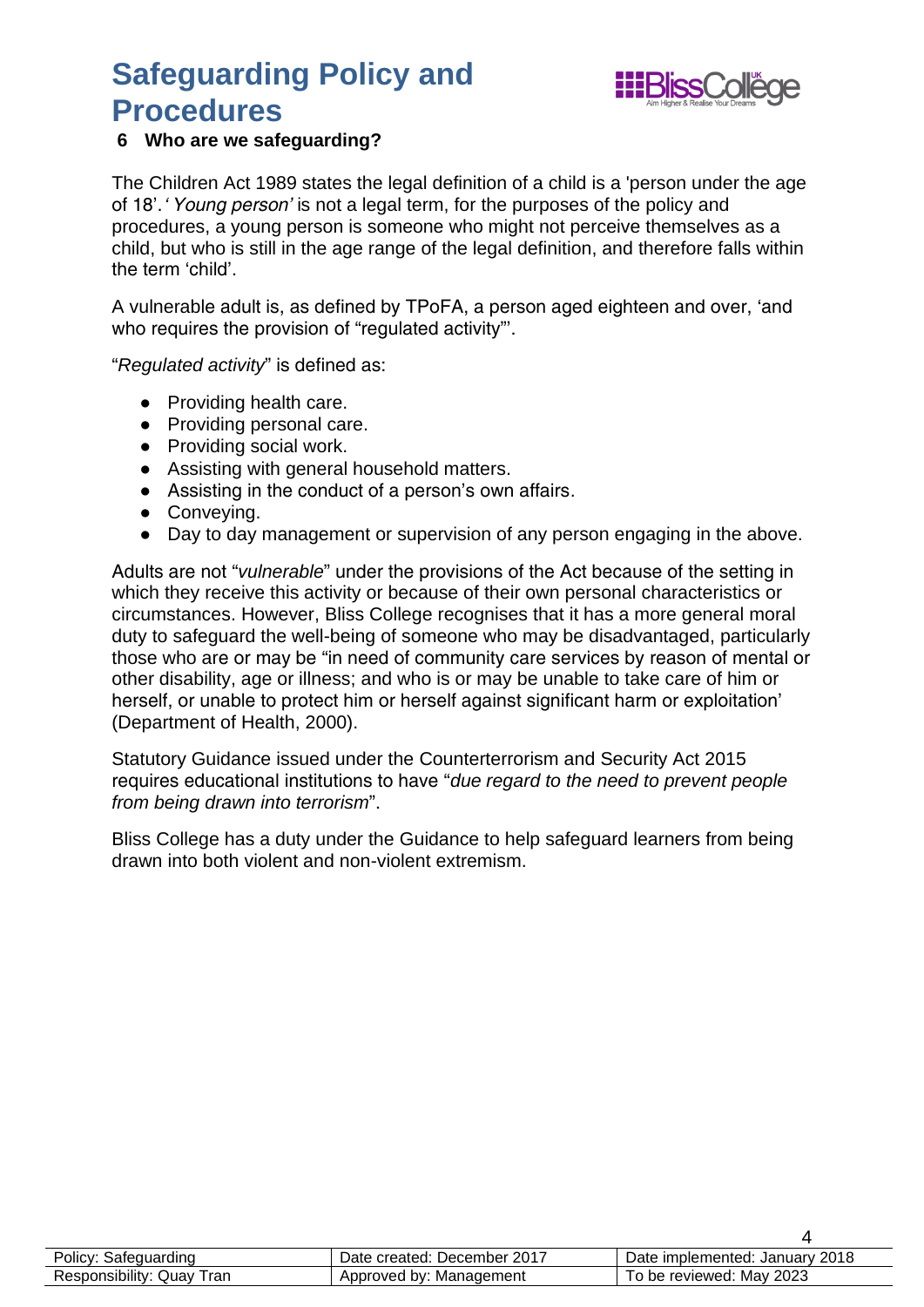## 6 Who are we safeguarding?

The Children Act 1989 states the legal definition of a child is a 'person under the age of 18'. '*Young person'* is not a legal term, for the purposes of the policy and procedures, a young person is someone who might not perceive themselves as a child, but who is still in the age range of the legal definition, and therefore falls within the term 'child'.

A vulnerable adult is, as defined by TPoFA, a person aged eighteen and over, 'and who requires the provision of "regulated activity"'.

"*Regulated activity*" is defined as:

- Providing health care.
- Providing personal care.
- Providing social work.
- Assisting with general household matters.
- Assisting in the conduct of a person's own affairs.
- Conveying.
- Day to day management or supervision of any person engaging in the above.

Adults are not "*vulnerable*" under the provisions of the Act because of the setting in which they receive this activity or because of their own personal characteristics or circumstances. However, Bliss College recognises that it has a more general moral duty to safeguard the well-being of someone who may be disadvantaged, particularly those who are or may be "in need of community care services by reason of mental or other disability, age or illness; and who is or may be unable to take care of him or herself, or unable to protect him or herself against significant harm or exploitation' (Department of Health, 2000).

Statutory Guidance issued under the Counterterrorism and Security Act 2015 requires educational institutions to have "*due regard to the need to prevent people from being drawn into terrorism*".

Bliss College has a duty under the Guidance to help safeguard learners from being drawn into both violent and non-violent extremism.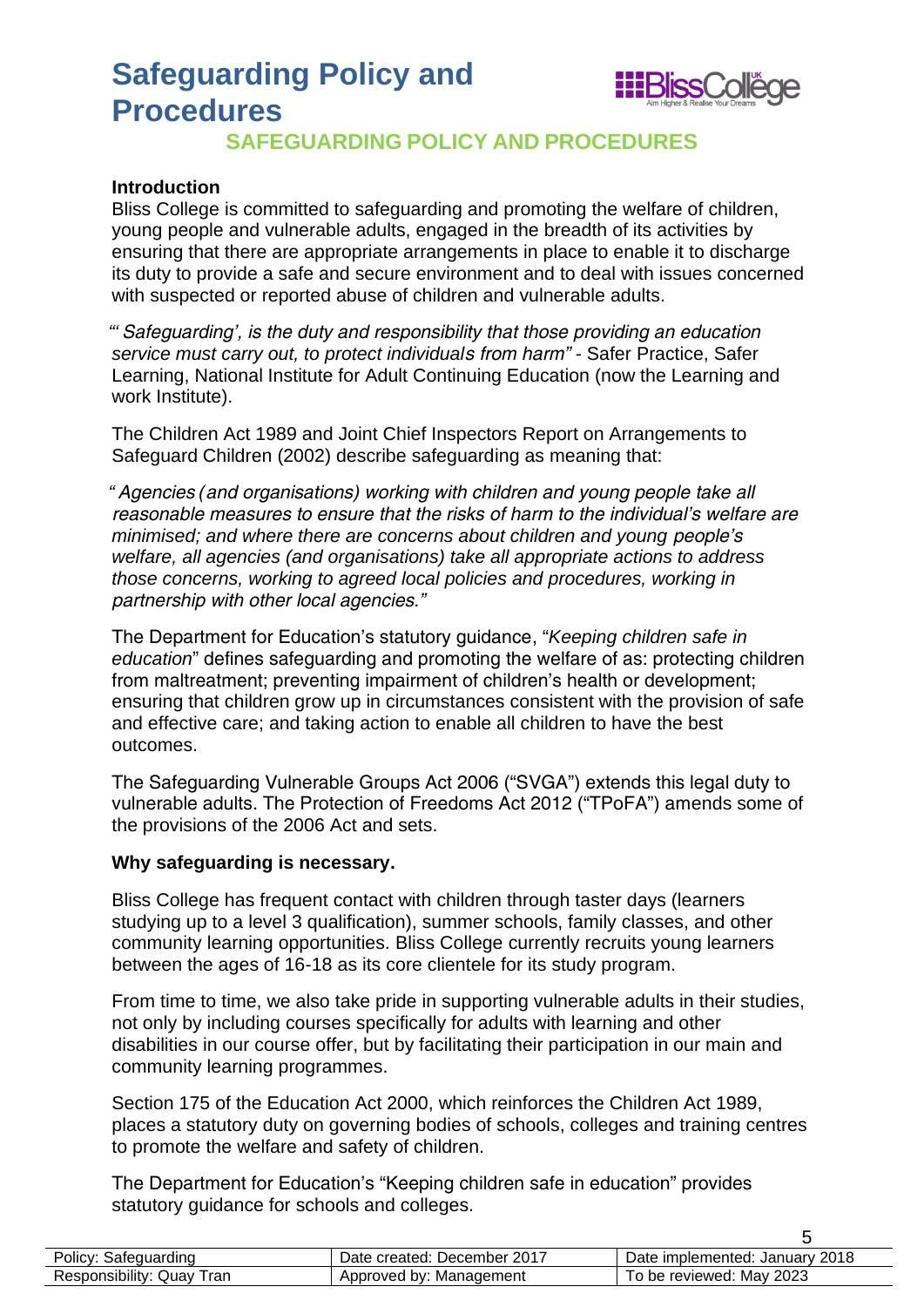# SAFEGUARDING POLICY AND PROCEDURES

**Introduction**

Bliss College is committed to safeguarding and promoting the welfare of children, young people and vulnerable adults, engaged in the breadth of its activities by ensuring that there are appropriate arrangements in place to enable it to discharge its duty to provide a safe and secure environment and to deal with issues concerned with suspected or reported abuse of children and vulnerable adults.

*"' Safeguarding', is the duty and responsibility that those providing an education service must carry out, to protect individuals from harm"* - Safer Practice, Safer Learning, National Institute for Adult Continuing Education (now the Learning and work Institute).

The Children Act 1989 and Joint Chief Inspectors Report on Arrangements to Safeguard Children (2002) describe safeguarding as meaning that:

*" Agencies (and organisations) working with children and young people take all reasonable measures to ensure that the risks of harm to the individual's welfare are minimised; and where there are concerns about children and young people's welfare, all agencies (and organisations) take all appropriate actions to address those concerns, working to agreed local policies and procedures, working in partnership with other local agencies."*

The Department for Education's statutory guidance, "*Keeping children safe in education*" defines safeguarding and promoting the welfare of as: protecting children from maltreatment; preventing impairment of children's health or development; ensuring that children grow up in circumstances consistent with the provision of safe and effective care; and taking action to enable all children to have the best outcomes.

The Safeguarding Vulnerable Groups Act 2006 ("SVGA") extends this legal duty to vulnerable adults. The Protection of Freedoms Act 2012 ("TPoFA") amends some of the provisions of the 2006 Act and sets.

**Why safeguarding is necessary.**

Bliss College has frequent contact with children through taster days (learners studying up to a level 3 qualification), summer schools, family classes, and other community learning opportunities. Bliss College currently recruits young learners between the ages of 16-18 as its core clientele for its study program.

From time to time, we also take pride in supporting vulnerable adults in their studies, not only by including courses specifically for adults with learning and other disabilities in our course offer, but by facilitating their participation in our main and community learning programmes.

Section 175 of the Education Act 2000, which reinforces the Children Act 1989, places a statutory duty on governing bodies of schools, colleges and training centres to promote the welfare and safety of children.

The Department for Education's "Keeping children safe in education" provides statutory guidance for schools and colleges.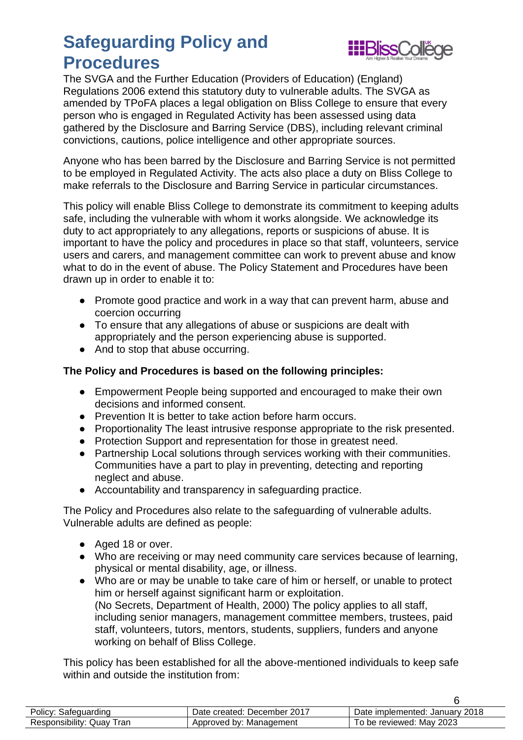The SVGA and the Further Education (Providers of Education) (England) Regulations 2006 extend this statutory duty to vulnerable adults. The SVGA as amended by TPoFA places a legal obligation on Bliss College to ensure that every person who is engaged in Regulated Activity has been assessed using data gathered by the Disclosure and Barring Service (DBS), including relevant criminal convictions, cautions, police intelligence and other appropriate sources.

Anyone who has been barred by the Disclosure and Barring Service is not permitted to be employed in Regulated Activity. The acts also place a duty on Bliss College to make referrals to the Disclosure and Barring Service in particular circumstances.

This policy will enable Bliss College to demonstrate its commitment to keeping adults safe, including the vulnerable with whom it works alongside. We acknowledge its duty to act appropriately to any allegations, reports or suspicions of abuse. It is important to have the policy and procedures in place so that staff, volunteers, service users and carers, and management committee can work to prevent abuse and know what to do in the event of abuse. The Policy Statement and Procedures have been drawn up in order to enable it to:

- Promote good practice and work in a way that can prevent harm, abuse and coercion occurring
- To ensure that any allegations of abuse or suspicions are dealt with appropriately and the person experiencing abuse is supported.
- And to stop that abuse occurring.

**The Policy and Procedures is based on the following principles:**

- Empowerment People being supported and encouraged to make their own decisions and informed consent.
- Prevention It is better to take action before harm occurs.
- Proportionality The least intrusive response appropriate to the risk presented.
- Protection Support and representation for those in greatest need.
- Partnership Local solutions through services working with their communities. Communities have a part to play in preventing, detecting and reporting neglect and abuse.
- Accountability and transparency in safeguarding practice.

The Policy and Procedures also relate to the safeguarding of vulnerable adults. Vulnerable adults are defined as people:

- Aged 18 or over.
- Who are receiving or may need community care services because of learning, physical or mental disability, age, or illness.
- Who are or may be unable to take care of him or herself, or unable to protect him or herself against significant harm or exploitation.
  (No Secrets, Department of Health, 2000) The policy applies to all staff, including senior managers, management committee members, trustees, paid staff, volunteers, tutors, mentors, students, suppliers, funders and anyone working on behalf of Bliss College.

This policy has been established for all the above-mentioned individuals to keep safe within and outside the institution from: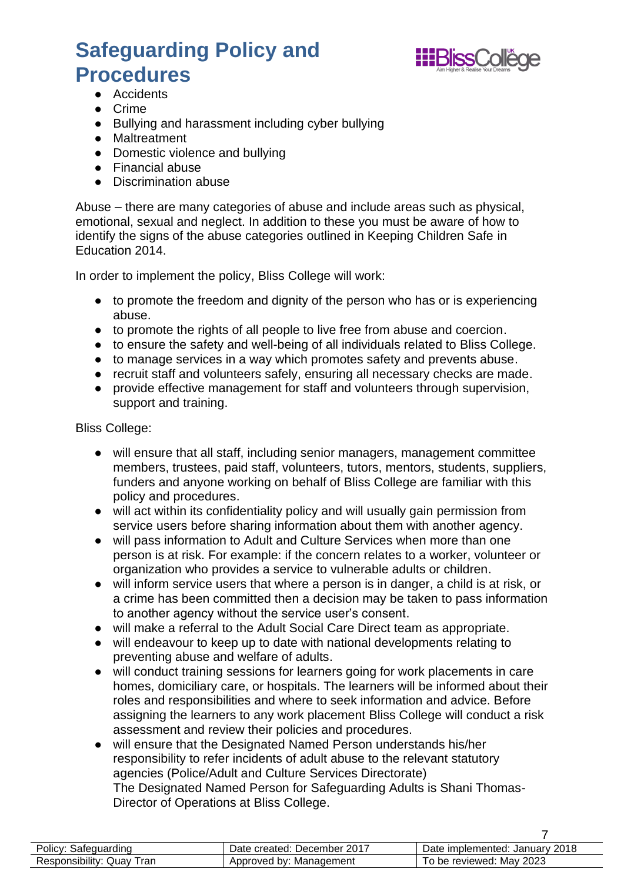- Accidents
- Crime
- Bullying and harassment including cyber bullying
- Maltreatment
- Domestic violence and bullying
- Financial abuse
- Discrimination abuse

Abuse – there are many categories of abuse and include areas such as physical, emotional, sexual and neglect. In addition to these you must be aware of how to identify the signs of the abuse categories outlined in Keeping Children Safe in Education 2014.

In order to implement the policy, Bliss College will work:

- to promote the freedom and dignity of the person who has or is experiencing abuse.
- to promote the rights of all people to live free from abuse and coercion.
- to ensure the safety and well-being of all individuals related to Bliss College.
- to manage services in a way which promotes safety and prevents abuse.
- recruit staff and volunteers safely, ensuring all necessary checks are made.
- provide effective management for staff and volunteers through supervision, support and training.

Bliss College:

- will ensure that all staff, including senior managers, management committee members, trustees, paid staff, volunteers, tutors, mentors, students, suppliers, funders and anyone working on behalf of Bliss College are familiar with this policy and procedures.
- will act within its confidentiality policy and will usually gain permission from service users before sharing information about them with another agency.
- will pass information to Adult and Culture Services when more than one person is at risk. For example: if the concern relates to a worker, volunteer or organization who provides a service to vulnerable adults or children.
- will inform service users that where a person is in danger, a child is at risk, or a crime has been committed then a decision may be taken to pass information to another agency without the service user's consent.
- will make a referral to the Adult Social Care Direct team as appropriate.
- will endeavour to keep up to date with national developments relating to preventing abuse and welfare of adults.
- will conduct training sessions for learners going for work placements in care homes, domiciliary care, or hospitals. The learners will be informed about their roles and responsibilities and where to seek information and advice. Before assigning the learners to any work placement Bliss College will conduct a risk assessment and review their policies and procedures.
- will ensure that the Designated Named Person understands his/her responsibility to refer incidents of adult abuse to the relevant statutory agencies (Police/Adult and Culture Services Directorate)
  The Designated Named Person for Safeguarding Adults is Shani Thomas-Director of Operations at Bliss College.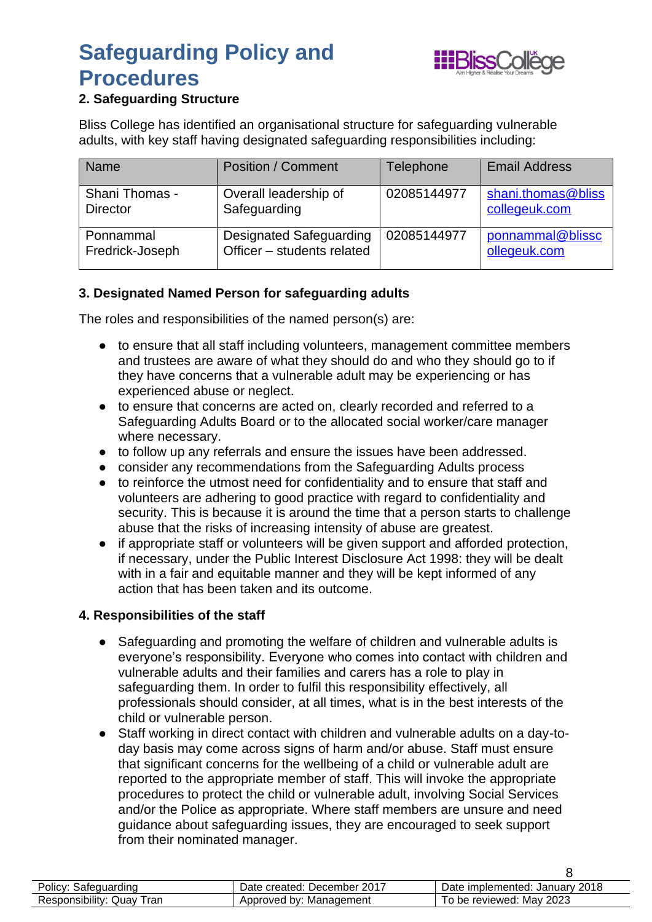## 2. Safeguarding Structure

Bliss College has identified an organisational structure for safeguarding vulnerable adults, with key staff having designated safeguarding responsibilities including:

| Name | Position / Comment | Telephone | Email Address |
|---|---|---|---|
| Shani Thomas - Director | Overall leadership of Safeguarding | 02085144977 | shani.thomas@blisscollegeuk.com |
| Ponnammal Fredrick-Joseph | Designated Safeguarding Officer – students related | 02085144977 | ponnammal@blisscollegeuk.com |

## 3. Designated Named Person for safeguarding adults

The roles and responsibilities of the named person(s) are:

- to ensure that all staff including volunteers, management committee members and trustees are aware of what they should do and who they should go to if they have concerns that a vulnerable adult may be experiencing or has experienced abuse or neglect.
- to ensure that concerns are acted on, clearly recorded and referred to a Safeguarding Adults Board or to the allocated social worker/care manager where necessary.
- to follow up any referrals and ensure the issues have been addressed.
- consider any recommendations from the Safeguarding Adults process
- to reinforce the utmost need for confidentiality and to ensure that staff and volunteers are adhering to good practice with regard to confidentiality and security. This is because it is around the time that a person starts to challenge abuse that the risks of increasing intensity of abuse are greatest.
- if appropriate staff or volunteers will be given support and afforded protection, if necessary, under the Public Interest Disclosure Act 1998: they will be dealt with in a fair and equitable manner and they will be kept informed of any action that has been taken and its outcome.

## 4. Responsibilities of the staff

- Safeguarding and promoting the welfare of children and vulnerable adults is everyone's responsibility. Everyone who comes into contact with children and vulnerable adults and their families and carers has a role to play in safeguarding them. In order to fulfil this responsibility effectively, all professionals should consider, at all times, what is in the best interests of the child or vulnerable person.
- Staff working in direct contact with children and vulnerable adults on a day-to-day basis may come across signs of harm and/or abuse. Staff must ensure that significant concerns for the wellbeing of a child or vulnerable adult are reported to the appropriate member of staff. This will invoke the appropriate procedures to protect the child or vulnerable adult, involving Social Services and/or the Police as appropriate. Where staff members are unsure and need guidance about safeguarding issues, they are encouraged to seek support from their nominated manager.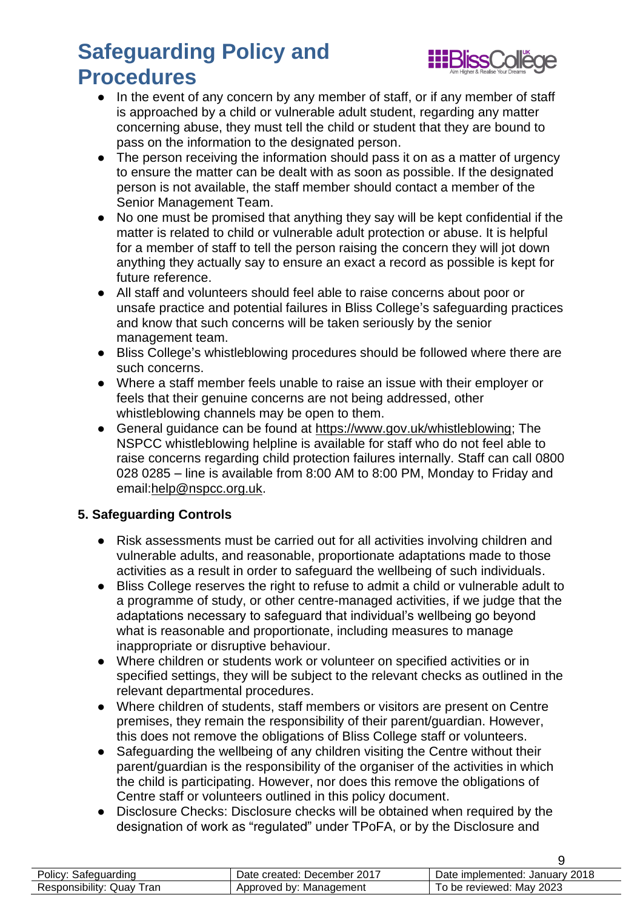- In the event of any concern by any member of staff, or if any member of staff is approached by a child or vulnerable adult student, regarding any matter concerning abuse, they must tell the child or student that they are bound to pass on the information to the designated person.
- The person receiving the information should pass it on as a matter of urgency to ensure the matter can be dealt with as soon as possible. If the designated person is not available, the staff member should contact a member of the Senior Management Team.
- No one must be promised that anything they say will be kept confidential if the matter is related to child or vulnerable adult protection or abuse. It is helpful for a member of staff to tell the person raising the concern they will jot down anything they actually say to ensure an exact a record as possible is kept for future reference.
- All staff and volunteers should feel able to raise concerns about poor or unsafe practice and potential failures in Bliss College's safeguarding practices and know that such concerns will be taken seriously by the senior management team.
- Bliss College's whistleblowing procedures should be followed where there are such concerns.
- Where a staff member feels unable to raise an issue with their employer or feels that their genuine concerns are not being addressed, other whistleblowing channels may be open to them.
- General guidance can be found at https://www.gov.uk/whistleblowing; The NSPCC whistleblowing helpline is available for staff who do not feel able to raise concerns regarding child protection failures internally. Staff can call 0800 028 0285 – line is available from 8:00 AM to 8:00 PM, Monday to Friday and email:help@nspcc.org.uk.

### 5. Safeguarding Controls

- Risk assessments must be carried out for all activities involving children and vulnerable adults, and reasonable, proportionate adaptations made to those activities as a result in order to safeguard the wellbeing of such individuals.
- Bliss College reserves the right to refuse to admit a child or vulnerable adult to a programme of study, or other centre-managed activities, if we judge that the adaptations necessary to safeguard that individual's wellbeing go beyond what is reasonable and proportionate, including measures to manage inappropriate or disruptive behaviour.
- Where children or students work or volunteer on specified activities or in specified settings, they will be subject to the relevant checks as outlined in the relevant departmental procedures.
- Where children of students, staff members or visitors are present on Centre premises, they remain the responsibility of their parent/guardian. However, this does not remove the obligations of Bliss College staff or volunteers.
- Safeguarding the wellbeing of any children visiting the Centre without their parent/guardian is the responsibility of the organiser of the activities in which the child is participating. However, nor does this remove the obligations of Centre staff or volunteers outlined in this policy document.
- Disclosure Checks: Disclosure checks will be obtained when required by the designation of work as "regulated" under TPoFA, or by the Disclosure and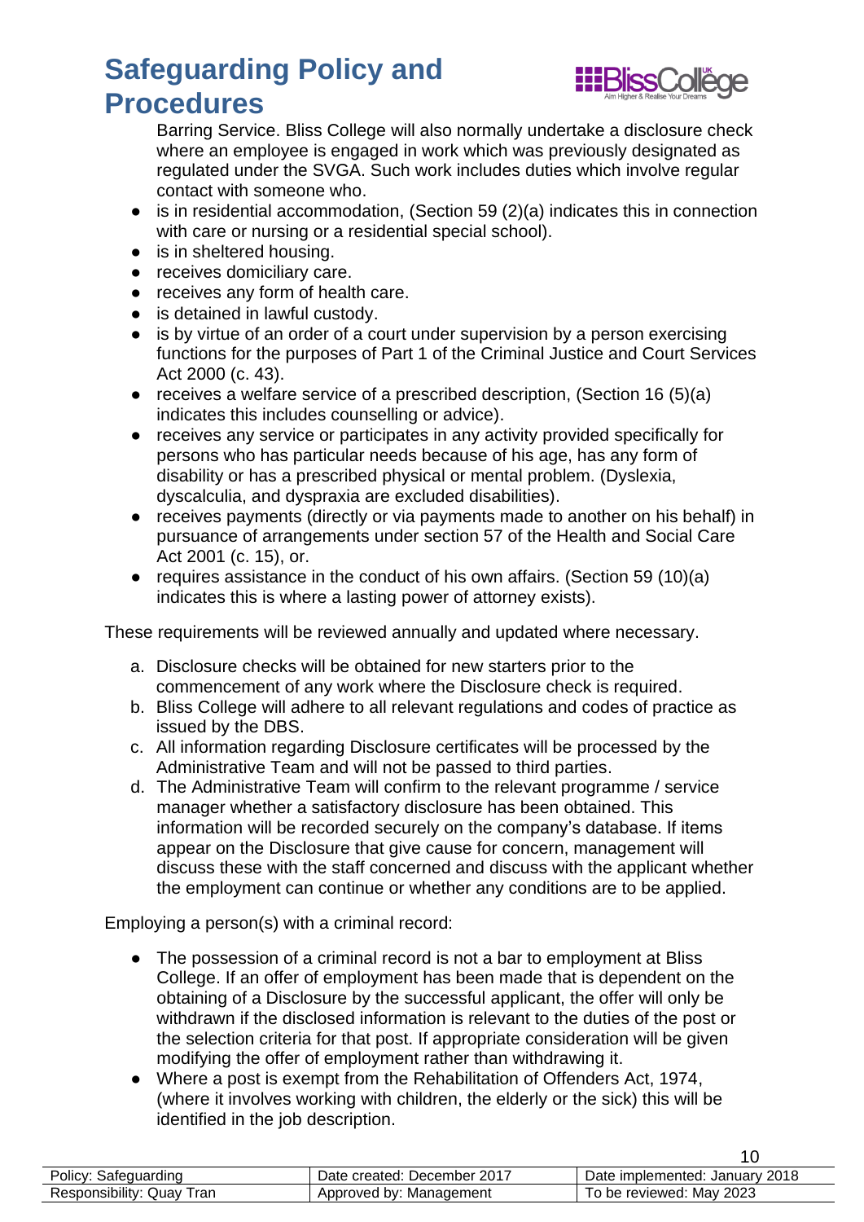Barring Service. Bliss College will also normally undertake a disclosure check where an employee is engaged in work which was previously designated as regulated under the SVGA. Such work includes duties which involve regular contact with someone who.

- is in residential accommodation, (Section 59 (2)(a) indicates this in connection with care or nursing or a residential special school).
- is in sheltered housing.
- receives domiciliary care.
- receives any form of health care.
- is detained in lawful custody.
- is by virtue of an order of a court under supervision by a person exercising functions for the purposes of Part 1 of the Criminal Justice and Court Services Act 2000 (c. 43).
- receives a welfare service of a prescribed description, (Section 16 (5)(a) indicates this includes counselling or advice).
- receives any service or participates in any activity provided specifically for persons who has particular needs because of his age, has any form of disability or has a prescribed physical or mental problem. (Dyslexia, dyscalculia, and dyspraxia are excluded disabilities).
- receives payments (directly or via payments made to another on his behalf) in pursuance of arrangements under section 57 of the Health and Social Care Act 2001 (c. 15), or.
- requires assistance in the conduct of his own affairs. (Section 59 (10)(a) indicates this is where a lasting power of attorney exists).

These requirements will be reviewed annually and updated where necessary.

a. Disclosure checks will be obtained for new starters prior to the commencement of any work where the Disclosure check is required.
b. Bliss College will adhere to all relevant regulations and codes of practice as issued by the DBS.
c. All information regarding Disclosure certificates will be processed by the Administrative Team and will not be passed to third parties.
d. The Administrative Team will confirm to the relevant programme / service manager whether a satisfactory disclosure has been obtained. This information will be recorded securely on the company's database. If items appear on the Disclosure that give cause for concern, management will discuss these with the staff concerned and discuss with the applicant whether the employment can continue or whether any conditions are to be applied.

Employing a person(s) with a criminal record:

- The possession of a criminal record is not a bar to employment at Bliss College. If an offer of employment has been made that is dependent on the obtaining of a Disclosure by the successful applicant, the offer will only be withdrawn if the disclosed information is relevant to the duties of the post or the selection criteria for that post. If appropriate consideration will be given modifying the offer of employment rather than withdrawing it.
- Where a post is exempt from the Rehabilitation of Offenders Act, 1974, (where it involves working with children, the elderly or the sick) this will be identified in the job description.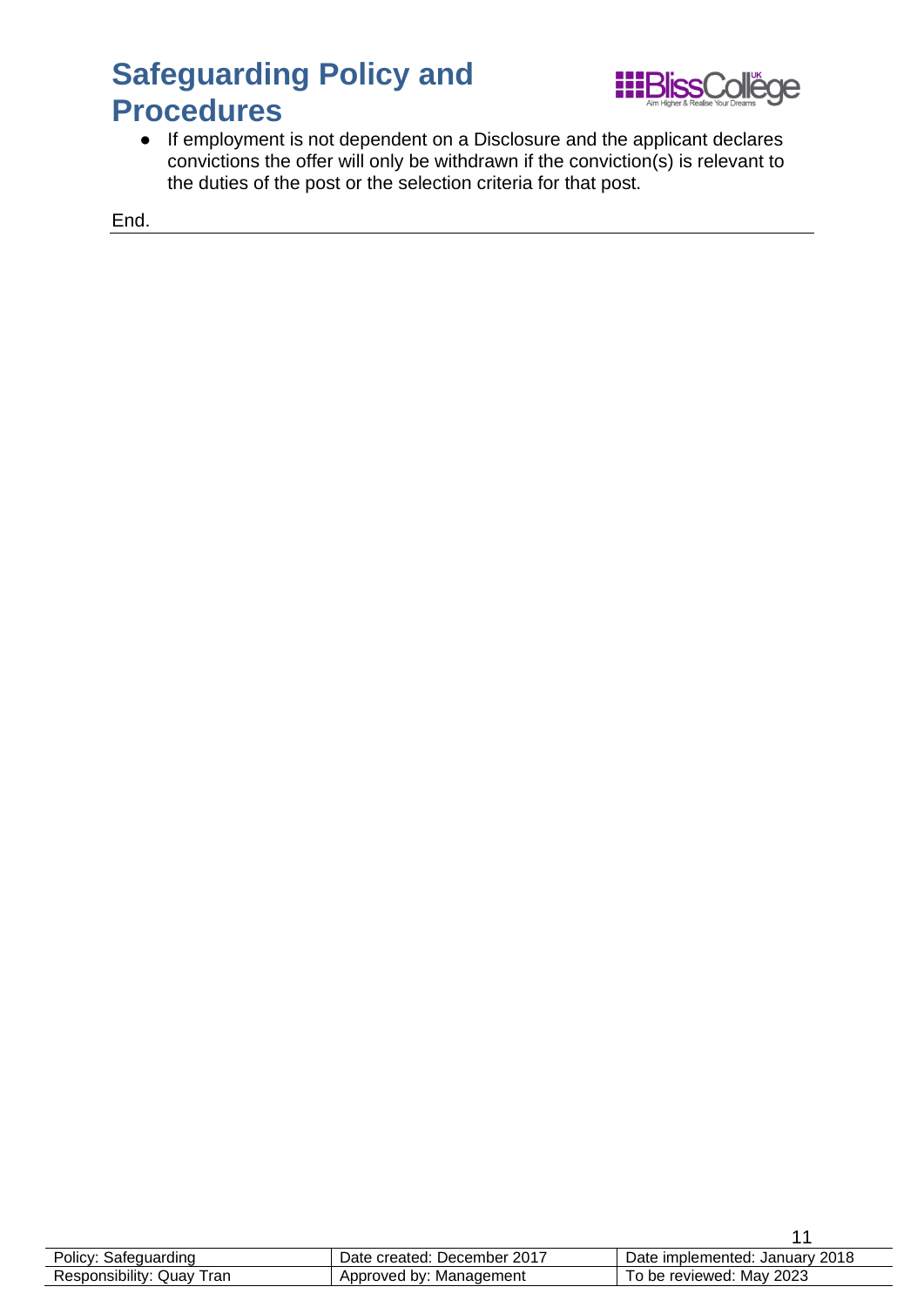- If employment is not dependent on a Disclosure and the applicant declares convictions the offer will only be withdrawn if the conviction(s) is relevant to the duties of the post or the selection criteria for that post.

End.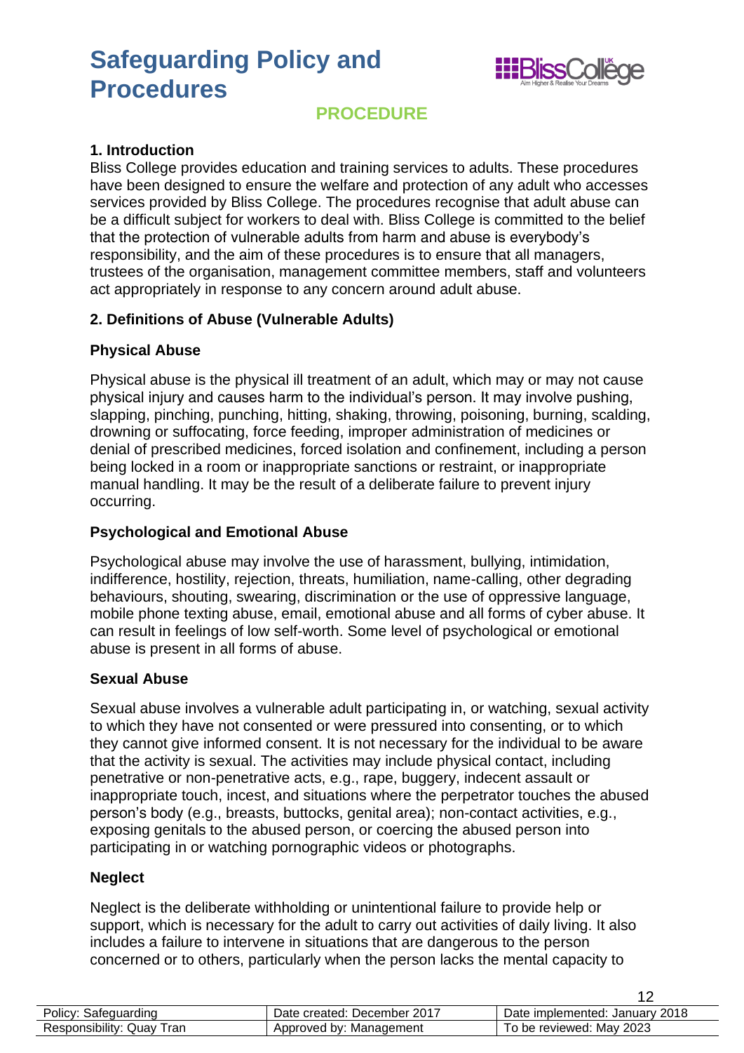# Safeguarding Policy and Procedures

## PROCEDURE

### 1. Introduction

Bliss College provides education and training services to adults. These procedures have been designed to ensure the welfare and protection of any adult who accesses services provided by Bliss College. The procedures recognise that adult abuse can be a difficult subject for workers to deal with. Bliss College is committed to the belief that the protection of vulnerable adults from harm and abuse is everybody's responsibility, and the aim of these procedures is to ensure that all managers, trustees of the organisation, management committee members, staff and volunteers act appropriately in response to any concern around adult abuse.

### 2. Definitions of Abuse (Vulnerable Adults)

**Physical Abuse**

Physical abuse is the physical ill treatment of an adult, which may or may not cause physical injury and causes harm to the individual's person. It may involve pushing, slapping, pinching, punching, hitting, shaking, throwing, poisoning, burning, scalding, drowning or suffocating, force feeding, improper administration of medicines or denial of prescribed medicines, forced isolation and confinement, including a person being locked in a room or inappropriate sanctions or restraint, or inappropriate manual handling. It may be the result of a deliberate failure to prevent injury occurring.

**Psychological and Emotional Abuse**

Psychological abuse may involve the use of harassment, bullying, intimidation, indifference, hostility, rejection, threats, humiliation, name-calling, other degrading behaviours, shouting, swearing, discrimination or the use of oppressive language, mobile phone texting abuse, email, emotional abuse and all forms of cyber abuse. It can result in feelings of low self-worth. Some level of psychological or emotional abuse is present in all forms of abuse.

**Sexual Abuse**

Sexual abuse involves a vulnerable adult participating in, or watching, sexual activity to which they have not consented or were pressured into consenting, or to which they cannot give informed consent. It is not necessary for the individual to be aware that the activity is sexual. The activities may include physical contact, including penetrative or non-penetrative acts, e.g., rape, buggery, indecent assault or inappropriate touch, incest, and situations where the perpetrator touches the abused person's body (e.g., breasts, buttocks, genital area); non-contact activities, e.g., exposing genitals to the abused person, or coercing the abused person into participating in or watching pornographic videos or photographs.

**Neglect**

Neglect is the deliberate withholding or unintentional failure to provide help or support, which is necessary for the adult to carry out activities of daily living. It also includes a failure to intervene in situations that are dangerous to the person concerned or to others, particularly when the person lacks the mental capacity to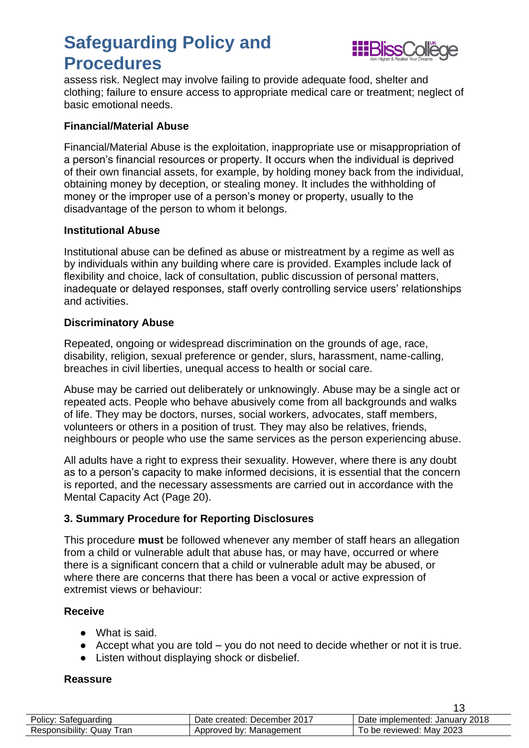assess risk. Neglect may involve failing to provide adequate food, shelter and clothing; failure to ensure access to appropriate medical care or treatment; neglect of basic emotional needs.

**Financial/Material Abuse**

Financial/Material Abuse is the exploitation, inappropriate use or misappropriation of a person's financial resources or property. It occurs when the individual is deprived of their own financial assets, for example, by holding money back from the individual, obtaining money by deception, or stealing money. It includes the withholding of money or the improper use of a person's money or property, usually to the disadvantage of the person to whom it belongs.

**Institutional Abuse**

Institutional abuse can be defined as abuse or mistreatment by a regime as well as by individuals within any building where care is provided. Examples include lack of flexibility and choice, lack of consultation, public discussion of personal matters, inadequate or delayed responses, staff overly controlling service users' relationships and activities.

**Discriminatory Abuse**

Repeated, ongoing or widespread discrimination on the grounds of age, race, disability, religion, sexual preference or gender, slurs, harassment, name-calling, breaches in civil liberties, unequal access to health or social care.

Abuse may be carried out deliberately or unknowingly. Abuse may be a single act or repeated acts. People who behave abusively come from all backgrounds and walks of life. They may be doctors, nurses, social workers, advocates, staff members, volunteers or others in a position of trust. They may also be relatives, friends, neighbours or people who use the same services as the person experiencing abuse.

All adults have a right to express their sexuality. However, where there is any doubt as to a person's capacity to make informed decisions, it is essential that the concern is reported, and the necessary assessments are carried out in accordance with the Mental Capacity Act (Page 20).

**3. Summary Procedure for Reporting Disclosures**

This procedure **must** be followed whenever any member of staff hears an allegation from a child or vulnerable adult that abuse has, or may have, occurred or where there is a significant concern that a child or vulnerable adult may be abused, or where there are concerns that there has been a vocal or active expression of extremist views or behaviour:

**Receive**

- What is said.
- Accept what you are told – you do not need to decide whether or not it is true.
- Listen without displaying shock or disbelief.

**Reassure**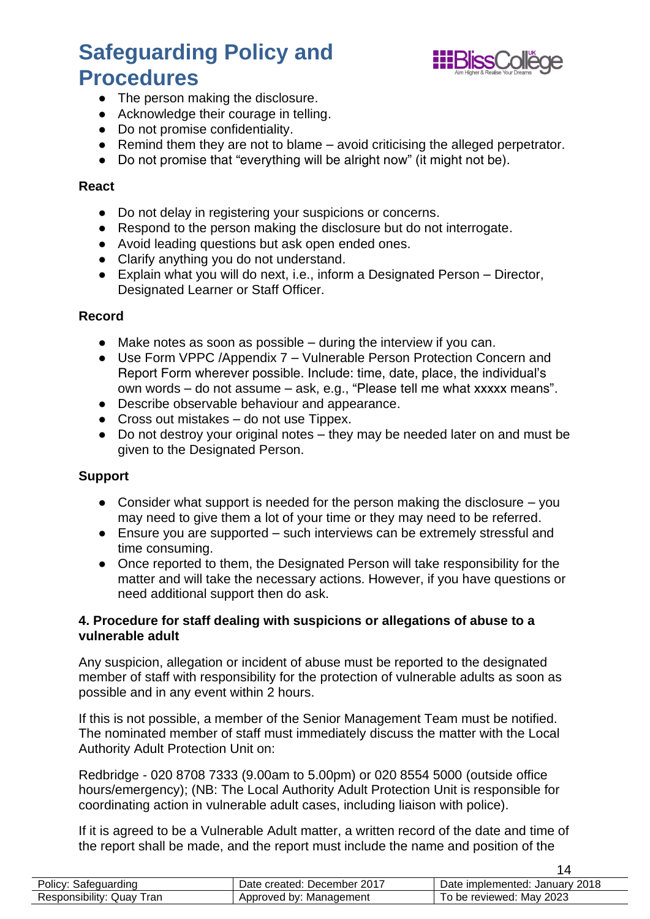- The person making the disclosure.
- Acknowledge their courage in telling.
- Do not promise confidentiality.
- Remind them they are not to blame – avoid criticising the alleged perpetrator.
- Do not promise that “everything will be alright now” (it might not be).

**React**

- Do not delay in registering your suspicions or concerns.
- Respond to the person making the disclosure but do not interrogate.
- Avoid leading questions but ask open ended ones.
- Clarify anything you do not understand.
- Explain what you will do next, i.e., inform a Designated Person – Director, Designated Learner or Staff Officer.

**Record**

- Make notes as soon as possible – during the interview if you can.
- Use Form VPPC /Appendix 7 – Vulnerable Person Protection Concern and Report Form wherever possible. Include: time, date, place, the individual’s own words – do not assume – ask, e.g., “Please tell me what xxxxx means”.
- Describe observable behaviour and appearance.
- Cross out mistakes – do not use Tippex.
- Do not destroy your original notes – they may be needed later on and must be given to the Designated Person.

**Support**

- Consider what support is needed for the person making the disclosure – you may need to give them a lot of your time or they may need to be referred.
- Ensure you are supported – such interviews can be extremely stressful and time consuming.
- Once reported to them, the Designated Person will take responsibility for the matter and will take the necessary actions. However, if you have questions or need additional support then do ask.

**4. Procedure for staff dealing with suspicions or allegations of abuse to a vulnerable adult**

Any suspicion, allegation or incident of abuse must be reported to the designated member of staff with responsibility for the protection of vulnerable adults as soon as possible and in any event within 2 hours.

If this is not possible, a member of the Senior Management Team must be notified. The nominated member of staff must immediately discuss the matter with the Local Authority Adult Protection Unit on:

Redbridge - 020 8708 7333 (9.00am to 5.00pm) or 020 8554 5000 (outside office hours/emergency); (NB: The Local Authority Adult Protection Unit is responsible for coordinating action in vulnerable adult cases, including liaison with police).

If it is agreed to be a Vulnerable Adult matter, a written record of the date and time of the report shall be made, and the report must include the name and position of the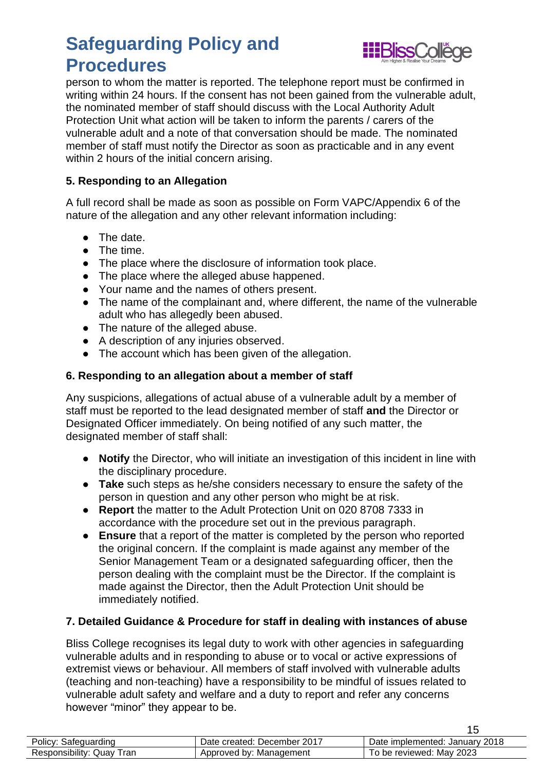person to whom the matter is reported. The telephone report must be confirmed in writing within 24 hours. If the consent has not been gained from the vulnerable adult, the nominated member of staff should discuss with the Local Authority Adult Protection Unit what action will be taken to inform the parents / carers of the vulnerable adult and a note of that conversation should be made. The nominated member of staff must notify the Director as soon as practicable and in any event within 2 hours of the initial concern arising.

### 5. Responding to an Allegation

A full record shall be made as soon as possible on Form VAPC/Appendix 6 of the nature of the allegation and any other relevant information including:

- The date.
- The time.
- The place where the disclosure of information took place.
- The place where the alleged abuse happened.
- Your name and the names of others present.
- The name of the complainant and, where different, the name of the vulnerable adult who has allegedly been abused.
- The nature of the alleged abuse.
- A description of any injuries observed.
- The account which has been given of the allegation.

### 6. Responding to an allegation about a member of staff

Any suspicions, allegations of actual abuse of a vulnerable adult by a member of staff must be reported to the lead designated member of staff **and** the Director or Designated Officer immediately. On being notified of any such matter, the designated member of staff shall:

- **Notify** the Director, who will initiate an investigation of this incident in line with the disciplinary procedure.
- **Take** such steps as he/she considers necessary to ensure the safety of the person in question and any other person who might be at risk.
- **Report** the matter to the Adult Protection Unit on 020 8708 7333 in accordance with the procedure set out in the previous paragraph.
- **Ensure** that a report of the matter is completed by the person who reported the original concern. If the complaint is made against any member of the Senior Management Team or a designated safeguarding officer, then the person dealing with the complaint must be the Director. If the complaint is made against the Director, then the Adult Protection Unit should be immediately notified.

### 7. Detailed Guidance & Procedure for staff in dealing with instances of abuse

Bliss College recognises its legal duty to work with other agencies in safeguarding vulnerable adults and in responding to abuse or to vocal or active expressions of extremist views or behaviour. All members of staff involved with vulnerable adults (teaching and non-teaching) have a responsibility to be mindful of issues related to vulnerable adult safety and welfare and a duty to report and refer any concerns however "minor" they appear to be.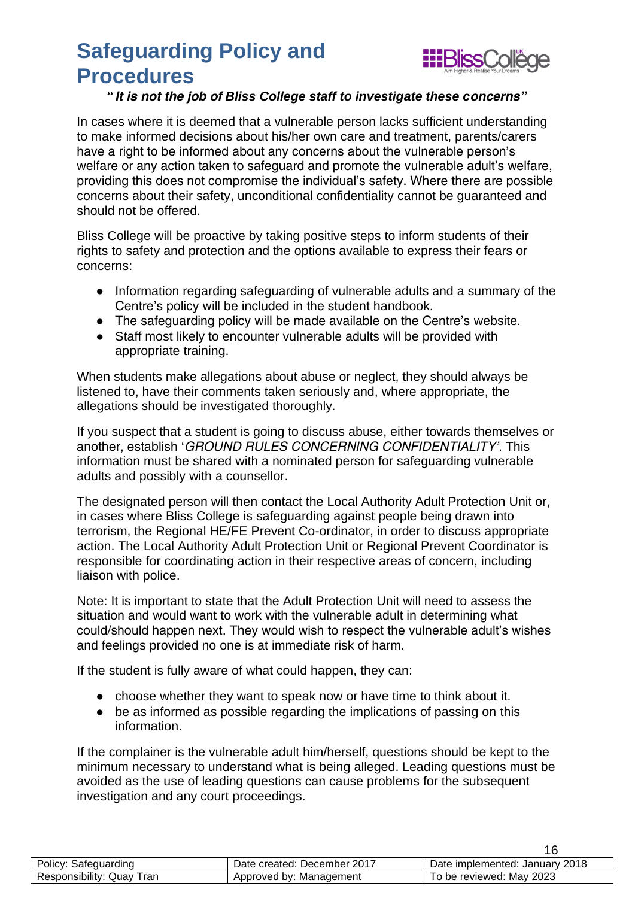*"It is not the job of Bliss College staff to investigate these concerns"*

In cases where it is deemed that a vulnerable person lacks sufficient understanding to make informed decisions about his/her own care and treatment, parents/carers have a right to be informed about any concerns about the vulnerable person's welfare or any action taken to safeguard and promote the vulnerable adult's welfare, providing this does not compromise the individual's safety. Where there are possible concerns about their safety, unconditional confidentiality cannot be guaranteed and should not be offered.

Bliss College will be proactive by taking positive steps to inform students of their rights to safety and protection and the options available to express their fears or concerns:

- Information regarding safeguarding of vulnerable adults and a summary of the Centre's policy will be included in the student handbook.
- The safeguarding policy will be made available on the Centre's website.
- Staff most likely to encounter vulnerable adults will be provided with appropriate training.

When students make allegations about abuse or neglect, they should always be listened to, have their comments taken seriously and, where appropriate, the allegations should be investigated thoroughly.

If you suspect that a student is going to discuss abuse, either towards themselves or another, establish '*GROUND RULES CONCERNING CONFIDENTIALITY'*. This information must be shared with a nominated person for safeguarding vulnerable adults and possibly with a counsellor.

The designated person will then contact the Local Authority Adult Protection Unit or, in cases where Bliss College is safeguarding against people being drawn into terrorism, the Regional HE/FE Prevent Co-ordinator, in order to discuss appropriate action. The Local Authority Adult Protection Unit or Regional Prevent Coordinator is responsible for coordinating action in their respective areas of concern, including liaison with police.

Note: It is important to state that the Adult Protection Unit will need to assess the situation and would want to work with the vulnerable adult in determining what could/should happen next. They would wish to respect the vulnerable adult's wishes and feelings provided no one is at immediate risk of harm.

If the student is fully aware of what could happen, they can:

- choose whether they want to speak now or have time to think about it.
- be as informed as possible regarding the implications of passing on this information.

If the complainer is the vulnerable adult him/herself, questions should be kept to the minimum necessary to understand what is being alleged. Leading questions must be avoided as the use of leading questions can cause problems for the subsequent investigation and any court proceedings.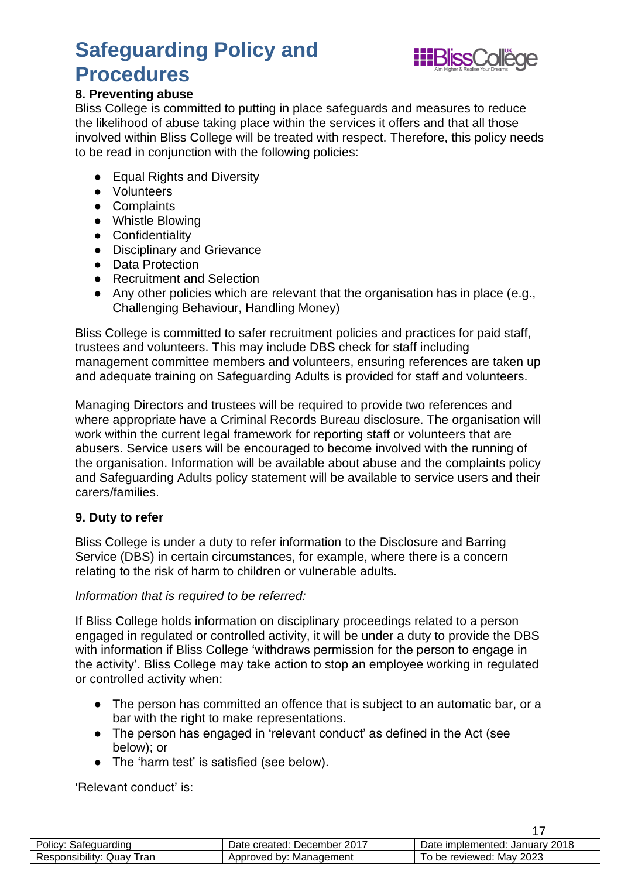## 8. Preventing abuse

Bliss College is committed to putting in place safeguards and measures to reduce the likelihood of abuse taking place within the services it offers and that all those involved within Bliss College will be treated with respect. Therefore, this policy needs to be read in conjunction with the following policies:

- Equal Rights and Diversity
- Volunteers
- Complaints
- Whistle Blowing
- Confidentiality
- Disciplinary and Grievance
- Data Protection
- Recruitment and Selection
- Any other policies which are relevant that the organisation has in place (e.g., Challenging Behaviour, Handling Money)

Bliss College is committed to safer recruitment policies and practices for paid staff, trustees and volunteers. This may include DBS check for staff including management committee members and volunteers, ensuring references are taken up and adequate training on Safeguarding Adults is provided for staff and volunteers.

Managing Directors and trustees will be required to provide two references and where appropriate have a Criminal Records Bureau disclosure. The organisation will work within the current legal framework for reporting staff or volunteers that are abusers. Service users will be encouraged to become involved with the running of the organisation. Information will be available about abuse and the complaints policy and Safeguarding Adults policy statement will be available to service users and their carers/families.

## 9. Duty to refer

Bliss College is under a duty to refer information to the Disclosure and Barring Service (DBS) in certain circumstances, for example, where there is a concern relating to the risk of harm to children or vulnerable adults.

*Information that is required to be referred:*

If Bliss College holds information on disciplinary proceedings related to a person engaged in regulated or controlled activity, it will be under a duty to provide the DBS with information if Bliss College 'withdraws permission for the person to engage in the activity'. Bliss College may take action to stop an employee working in regulated or controlled activity when:

- The person has committed an offence that is subject to an automatic bar, or a bar with the right to make representations.
- The person has engaged in 'relevant conduct' as defined in the Act (see below); or
- The 'harm test' is satisfied (see below).

'Relevant conduct' is: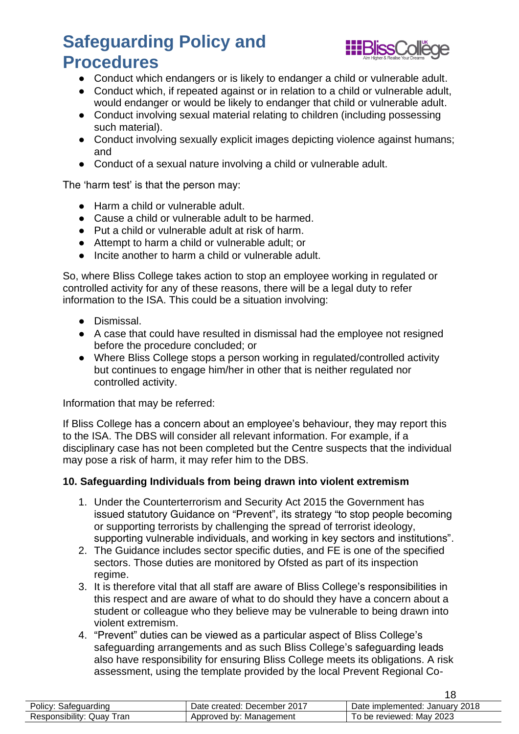- Conduct which endangers or is likely to endanger a child or vulnerable adult.
- Conduct which, if repeated against or in relation to a child or vulnerable adult, would endanger or would be likely to endanger that child or vulnerable adult.
- Conduct involving sexual material relating to children (including possessing such material).
- Conduct involving sexually explicit images depicting violence against humans; and
- Conduct of a sexual nature involving a child or vulnerable adult.

The 'harm test' is that the person may:

- Harm a child or vulnerable adult.
- Cause a child or vulnerable adult to be harmed.
- Put a child or vulnerable adult at risk of harm.
- Attempt to harm a child or vulnerable adult; or
- Incite another to harm a child or vulnerable adult.

So, where Bliss College takes action to stop an employee working in regulated or controlled activity for any of these reasons, there will be a legal duty to refer information to the ISA. This could be a situation involving:

- Dismissal.
- A case that could have resulted in dismissal had the employee not resigned before the procedure concluded; or
- Where Bliss College stops a person working in regulated/controlled activity but continues to engage him/her in other that is neither regulated nor controlled activity.

Information that may be referred:

If Bliss College has a concern about an employee's behaviour, they may report this to the ISA. The DBS will consider all relevant information. For example, if a disciplinary case has not been completed but the Centre suspects that the individual may pose a risk of harm, it may refer him to the DBS.

**10. Safeguarding Individuals from being drawn into violent extremism**

1. Under the Counterterrorism and Security Act 2015 the Government has issued statutory Guidance on "Prevent", its strategy "to stop people becoming or supporting terrorists by challenging the spread of terrorist ideology, supporting vulnerable individuals, and working in key sectors and institutions".
2. The Guidance includes sector specific duties, and FE is one of the specified sectors. Those duties are monitored by Ofsted as part of its inspection regime.
3. It is therefore vital that all staff are aware of Bliss College's responsibilities in this respect and are aware of what to do should they have a concern about a student or colleague who they believe may be vulnerable to being drawn into violent extremism.
4. "Prevent" duties can be viewed as a particular aspect of Bliss College's safeguarding arrangements and as such Bliss College's safeguarding leads also have responsibility for ensuring Bliss College meets its obligations. A risk assessment, using the template provided by the local Prevent Regional Co-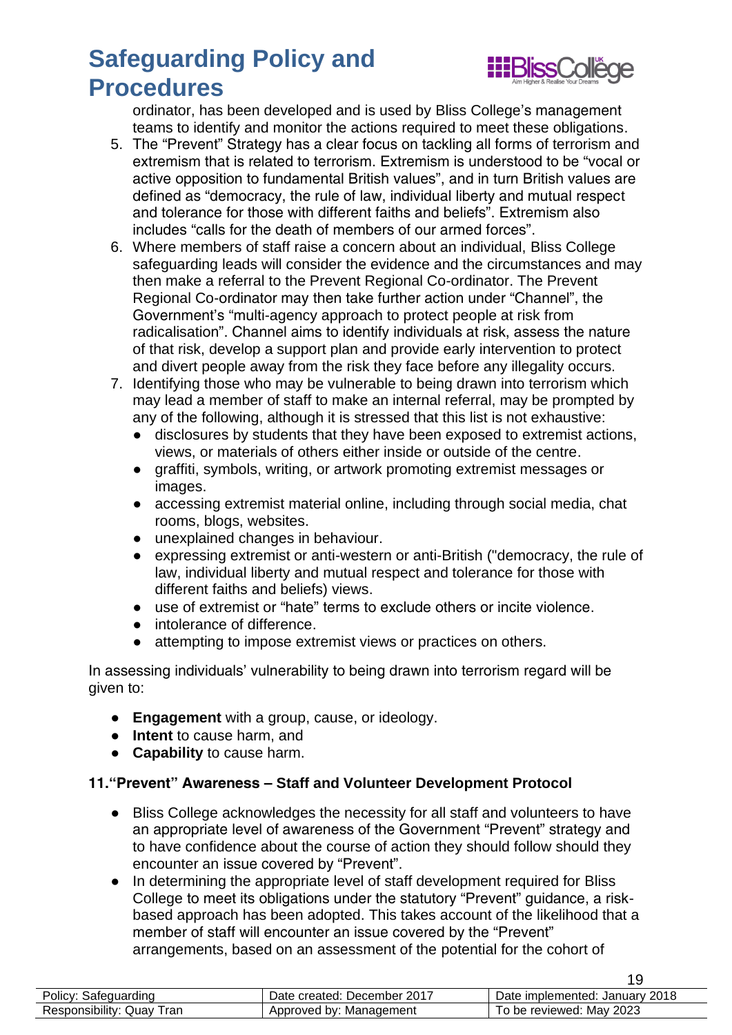ordinator, has been developed and is used by Bliss College's management teams to identify and monitor the actions required to meet these obligations.

5. The "Prevent" Strategy has a clear focus on tackling all forms of terrorism and extremism that is related to terrorism. Extremism is understood to be "vocal or active opposition to fundamental British values", and in turn British values are defined as "democracy, the rule of law, individual liberty and mutual respect and tolerance for those with different faiths and beliefs". Extremism also includes "calls for the death of members of our armed forces".
6. Where members of staff raise a concern about an individual, Bliss College safeguarding leads will consider the evidence and the circumstances and may then make a referral to the Prevent Regional Co-ordinator. The Prevent Regional Co-ordinator may then take further action under "Channel", the Government's "multi-agency approach to protect people at risk from radicalisation". Channel aims to identify individuals at risk, assess the nature of that risk, develop a support plan and provide early intervention to protect and divert people away from the risk they face before any illegality occurs.
7. Identifying those who may be vulnerable to being drawn into terrorism which may lead a member of staff to make an internal referral, may be prompted by any of the following, although it is stressed that this list is not exhaustive:
   - disclosures by students that they have been exposed to extremist actions, views, or materials of others either inside or outside of the centre.
   - graffiti, symbols, writing, or artwork promoting extremist messages or images.
   - accessing extremist material online, including through social media, chat rooms, blogs, websites.
   - unexplained changes in behaviour.
   - expressing extremist or anti-western or anti-British ("democracy, the rule of law, individual liberty and mutual respect and tolerance for those with different faiths and beliefs) views.
   - use of extremist or "hate" terms to exclude others or incite violence.
   - intolerance of difference.
   - attempting to impose extremist views or practices on others.

In assessing individuals' vulnerability to being drawn into terrorism regard will be given to:

- **Engagement** with a group, cause, or ideology.
- **Intent** to cause harm, and
- **Capability** to cause harm.

### 11. "Prevent" Awareness – Staff and Volunteer Development Protocol

- Bliss College acknowledges the necessity for all staff and volunteers to have an appropriate level of awareness of the Government "Prevent" strategy and to have confidence about the course of action they should follow should they encounter an issue covered by "Prevent".
- In determining the appropriate level of staff development required for Bliss College to meet its obligations under the statutory "Prevent" guidance, a risk-based approach has been adopted. This takes account of the likelihood that a member of staff will encounter an issue covered by the "Prevent" arrangements, based on an assessment of the potential for the cohort of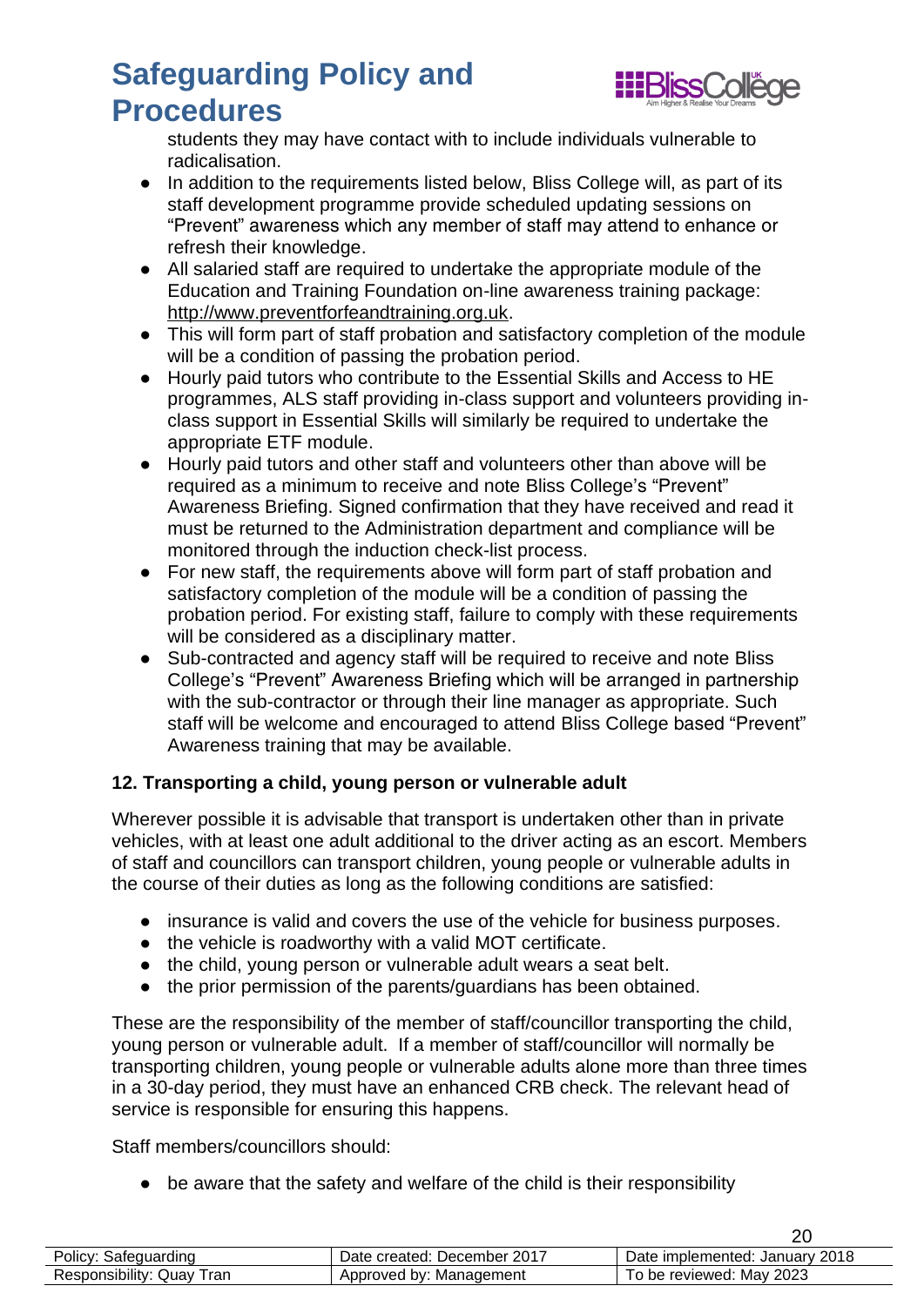students they may have contact with to include individuals vulnerable to radicalisation.

- In addition to the requirements listed below, Bliss College will, as part of its staff development programme provide scheduled updating sessions on "Prevent" awareness which any member of staff may attend to enhance or refresh their knowledge.
- All salaried staff are required to undertake the appropriate module of the Education and Training Foundation on-line awareness training package: http://www.preventforfeandtraining.org.uk.
- This will form part of staff probation and satisfactory completion of the module will be a condition of passing the probation period.
- Hourly paid tutors who contribute to the Essential Skills and Access to HE programmes, ALS staff providing in-class support and volunteers providing in-class support in Essential Skills will similarly be required to undertake the appropriate ETF module.
- Hourly paid tutors and other staff and volunteers other than above will be required as a minimum to receive and note Bliss College's "Prevent" Awareness Briefing. Signed confirmation that they have received and read it must be returned to the Administration department and compliance will be monitored through the induction check-list process.
- For new staff, the requirements above will form part of staff probation and satisfactory completion of the module will be a condition of passing the probation period. For existing staff, failure to comply with these requirements will be considered as a disciplinary matter.
- Sub-contracted and agency staff will be required to receive and note Bliss College's "Prevent" Awareness Briefing which will be arranged in partnership with the sub-contractor or through their line manager as appropriate. Such staff will be welcome and encouraged to attend Bliss College based "Prevent" Awareness training that may be available.

**12. Transporting a child, young person or vulnerable adult**

Wherever possible it is advisable that transport is undertaken other than in private vehicles, with at least one adult additional to the driver acting as an escort. Members of staff and councillors can transport children, young people or vulnerable adults in the course of their duties as long as the following conditions are satisfied:

- insurance is valid and covers the use of the vehicle for business purposes.
- the vehicle is roadworthy with a valid MOT certificate.
- the child, young person or vulnerable adult wears a seat belt.
- the prior permission of the parents/guardians has been obtained.

These are the responsibility of the member of staff/councillor transporting the child, young person or vulnerable adult. If a member of staff/councillor will normally be transporting children, young people or vulnerable adults alone more than three times in a 30-day period, they must have an enhanced CRB check. The relevant head of service is responsible for ensuring this happens.

Staff members/councillors should:

- be aware that the safety and welfare of the child is their responsibility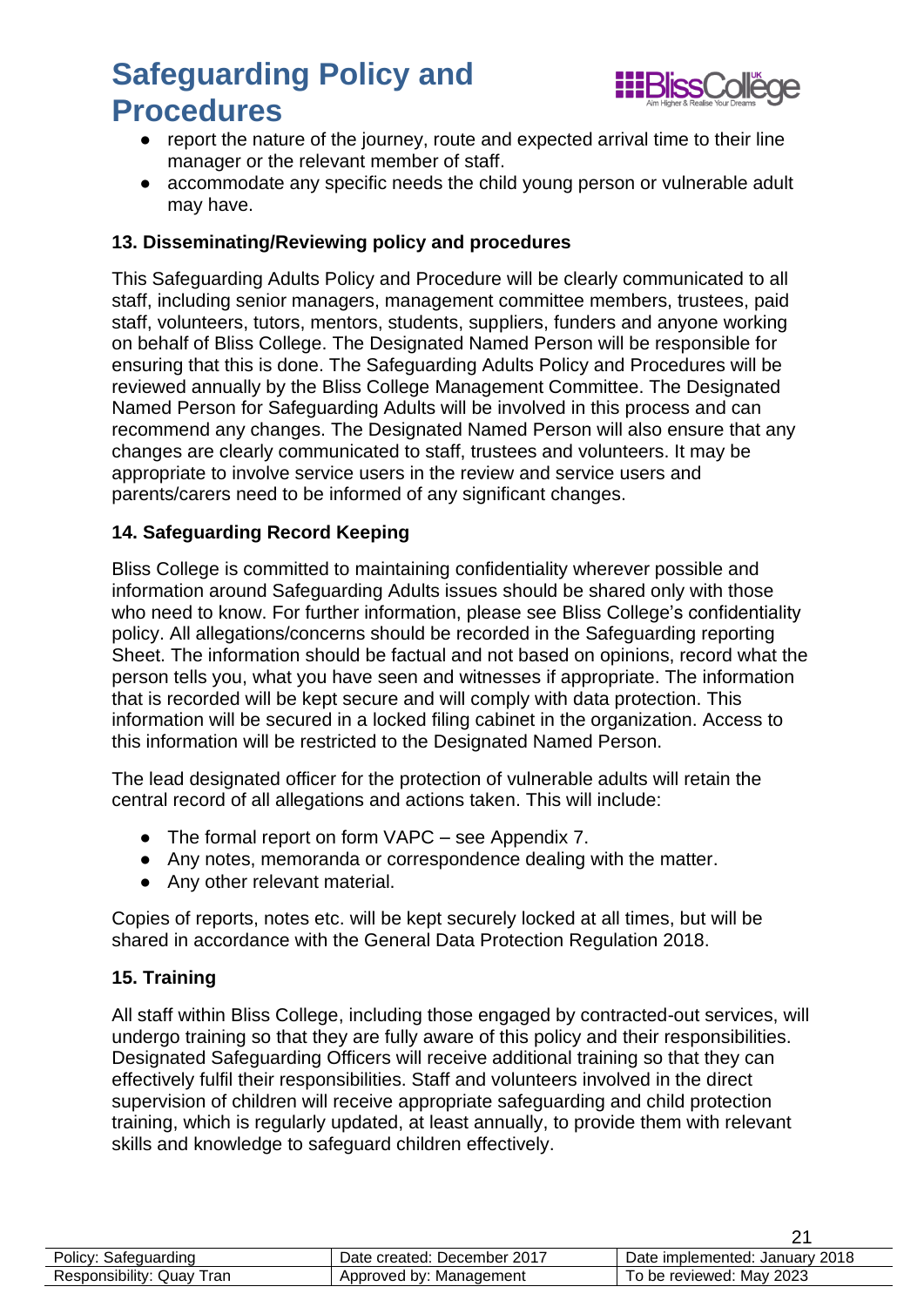- report the nature of the journey, route and expected arrival time to their line manager or the relevant member of staff.
- accommodate any specific needs the child young person or vulnerable adult may have.

**13. Disseminating/Reviewing policy and procedures**

This Safeguarding Adults Policy and Procedure will be clearly communicated to all staff, including senior managers, management committee members, trustees, paid staff, volunteers, tutors, mentors, students, suppliers, funders and anyone working on behalf of Bliss College. The Designated Named Person will be responsible for ensuring that this is done. The Safeguarding Adults Policy and Procedures will be reviewed annually by the Bliss College Management Committee. The Designated Named Person for Safeguarding Adults will be involved in this process and can recommend any changes. The Designated Named Person will also ensure that any changes are clearly communicated to staff, trustees and volunteers. It may be appropriate to involve service users in the review and service users and parents/carers need to be informed of any significant changes.

**14. Safeguarding Record Keeping**

Bliss College is committed to maintaining confidentiality wherever possible and information around Safeguarding Adults issues should be shared only with those who need to know. For further information, please see Bliss College's confidentiality policy. All allegations/concerns should be recorded in the Safeguarding reporting Sheet. The information should be factual and not based on opinions, record what the person tells you, what you have seen and witnesses if appropriate. The information that is recorded will be kept secure and will comply with data protection. This information will be secured in a locked filing cabinet in the organization. Access to this information will be restricted to the Designated Named Person.

The lead designated officer for the protection of vulnerable adults will retain the central record of all allegations and actions taken. This will include:

- The formal report on form VAPC – see Appendix 7.
- Any notes, memoranda or correspondence dealing with the matter.
- Any other relevant material.

Copies of reports, notes etc. will be kept securely locked at all times, but will be shared in accordance with the General Data Protection Regulation 2018.

**15. Training**

All staff within Bliss College, including those engaged by contracted-out services, will undergo training so that they are fully aware of this policy and their responsibilities. Designated Safeguarding Officers will receive additional training so that they can effectively fulfil their responsibilities. Staff and volunteers involved in the direct supervision of children will receive appropriate safeguarding and child protection training, which is regularly updated, at least annually, to provide them with relevant skills and knowledge to safeguard children effectively.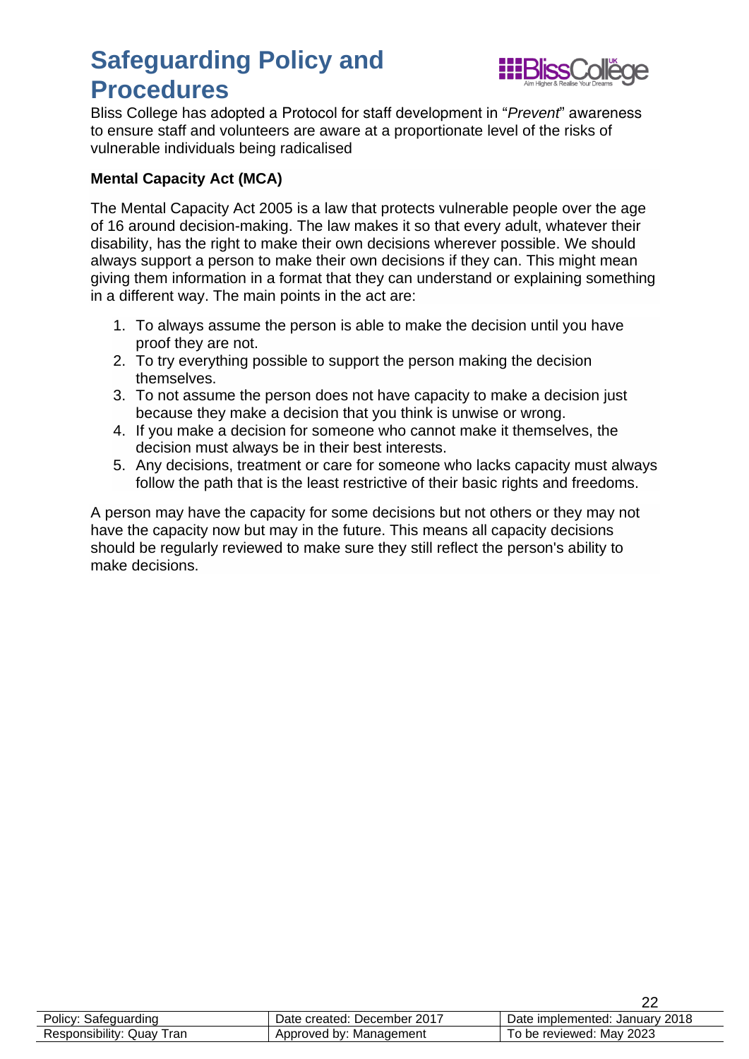Bliss College has adopted a Protocol for staff development in "*Prevent*" awareness to ensure staff and volunteers are aware at a proportionate level of the risks of vulnerable individuals being radicalised

**Mental Capacity Act (MCA)**

The Mental Capacity Act 2005 is a law that protects vulnerable people over the age of 16 around decision-making. The law makes it so that every adult, whatever their disability, has the right to make their own decisions wherever possible. We should always support a person to make their own decisions if they can. This might mean giving them information in a format that they can understand or explaining something in a different way. The main points in the act are:

1. To always assume the person is able to make the decision until you have proof they are not.
2. To try everything possible to support the person making the decision themselves.
3. To not assume the person does not have capacity to make a decision just because they make a decision that you think is unwise or wrong.
4. If you make a decision for someone who cannot make it themselves, the decision must always be in their best interests.
5. Any decisions, treatment or care for someone who lacks capacity must always follow the path that is the least restrictive of their basic rights and freedoms.

A person may have the capacity for some decisions but not others or they may not have the capacity now but may in the future. This means all capacity decisions should be regularly reviewed to make sure they still reflect the person's ability to make decisions.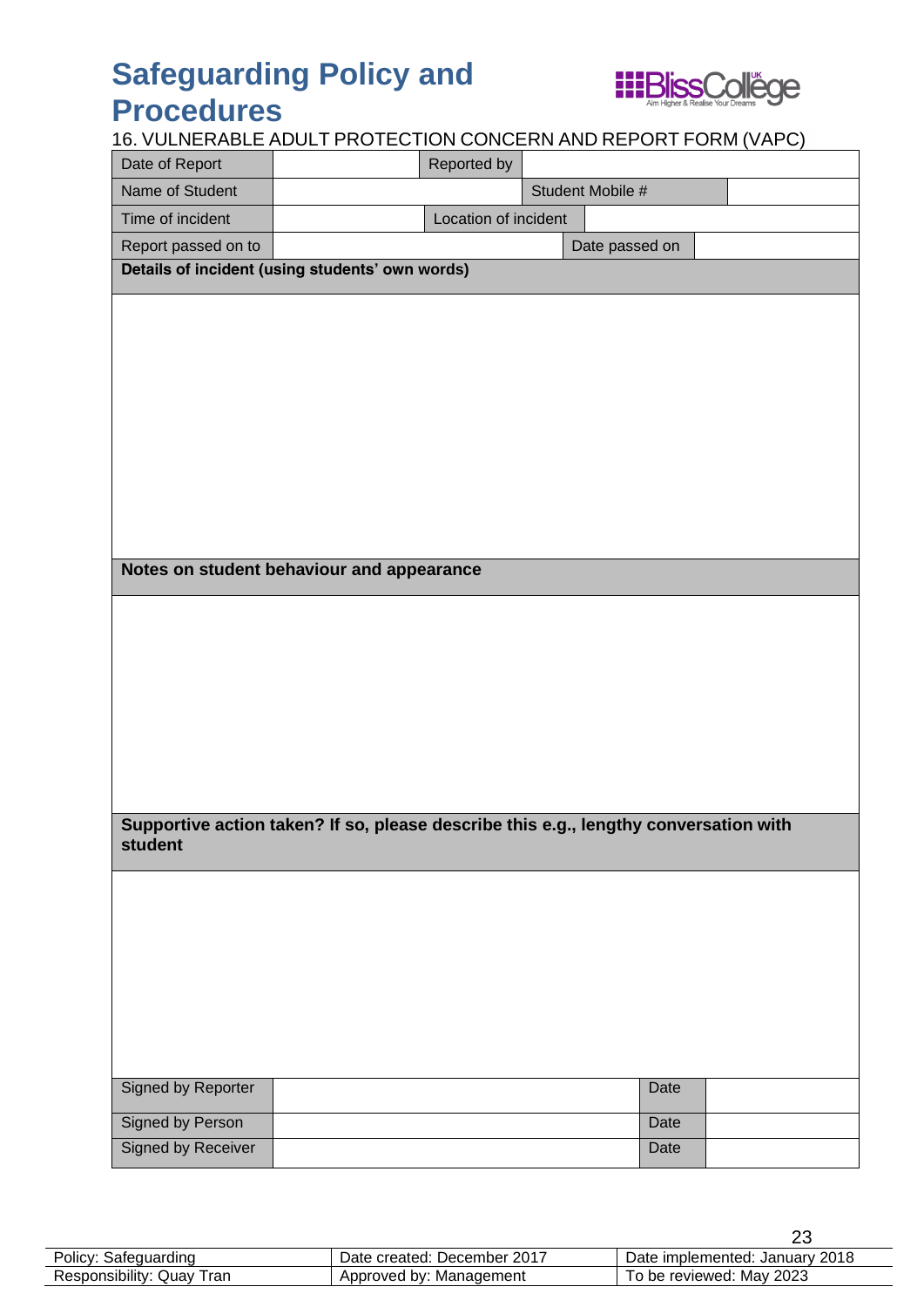# Safeguarding Policy and Procedures

16. VULNERABLE ADULT PROTECTION CONCERN AND REPORT FORM (VAPC)

| Date of Report | | Reported by | |
|---|---|---|---|
| Name of Student | | Student Mobile # | |
| Time of incident | | Location of incident | |
| Report passed on to | | Date passed on | |

| **Details of incident (using students' own words)** |
|---|
| |

| **Notes on student behaviour and appearance** |
|---|
| |

| **Supportive action taken? If so, please describe this e.g., lengthy conversation with student** |
|---|
| |

| Signed by Reporter | | Date | |
|---|---|---|---|
| Signed by Person | | Date | |
| Signed by Receiver | | Date | |

| Policy: Safeguarding | Date created: December 2017 | Date implemented: January 2018 |
|---|---|---|
| Responsibility: Quay Tran | Approved by: Management | To be reviewed: May 2023 |